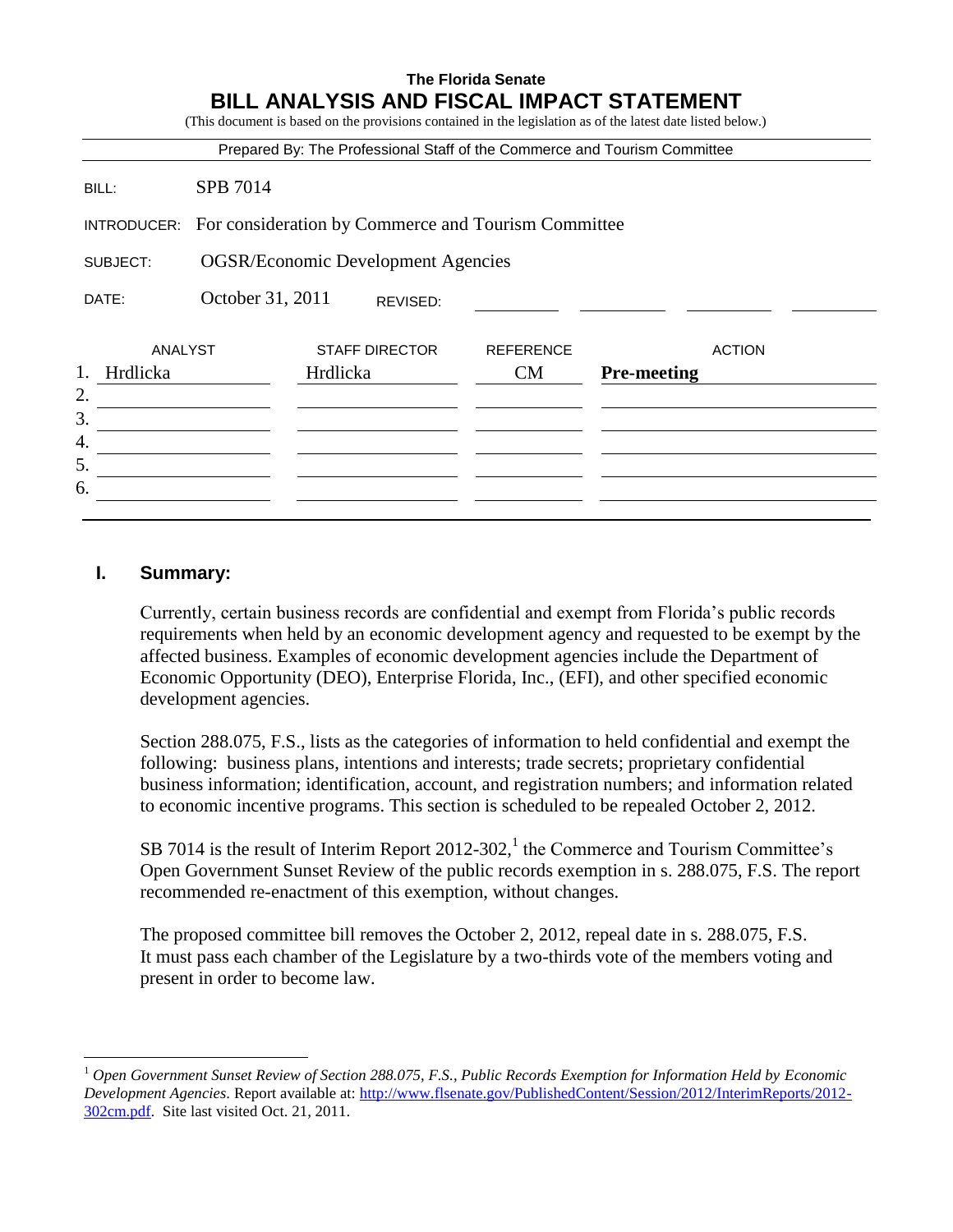**The Florida Senate**

# BILL ANALYSIS AND FISCAL IMPACT STATEMENT

(This document is based on the provisions contained in the legislation as of the latest date listed below.)

Prepared By: The Professional Staff of the Commerce and Tourism Committee

BILL: SPB 7014

INTRODUCER: For consideration by Commerce and Tourism Committee

SUBJECT: OGSR/Economic Development Agencies

DATE: October 31, 2011 REVISED:

| | ANALYST | STAFF DIRECTOR | REFERENCE | ACTION |
|---|---|---|---|---|
| 1. | Hrdlicka | Hrdlicka | CM | **Pre-meeting** |
| 2. | | | | |
| 3. | | | | |
| 4. | | | | |
| 5. | | | | |
| 6. | | | | |

## I. Summary:

Currently, certain business records are confidential and exempt from Florida's public records requirements when held by an economic development agency and requested to be exempt by the affected business. Examples of economic development agencies include the Department of Economic Opportunity (DEO), Enterprise Florida, Inc., (EFI), and other specified economic development agencies.

Section 288.075, F.S., lists as the categories of information to held confidential and exempt the following: business plans, intentions and interests; trade secrets; proprietary confidential business information; identification, account, and registration numbers; and information related to economic incentive programs. This section is scheduled to be repealed October 2, 2012.

SB 7014 is the result of Interim Report 2012-302,[1] the Commerce and Tourism Committee's Open Government Sunset Review of the public records exemption in s. 288.075, F.S. The report recommended re-enactment of this exemption, without changes.

The proposed committee bill removes the October 2, 2012, repeal date in s. 288.075, F.S. It must pass each chamber of the Legislature by a two-thirds vote of the members voting and present in order to become law.

---

[1] *Open Government Sunset Review of Section 288.075, F.S., Public Records Exemption for Information Held by Economic Development Agencies.* Report available at: http://www.flsenate.gov/PublishedContent/Session/2012/InterimReports/2012-302cm.pdf. Site last visited Oct. 21, 2011.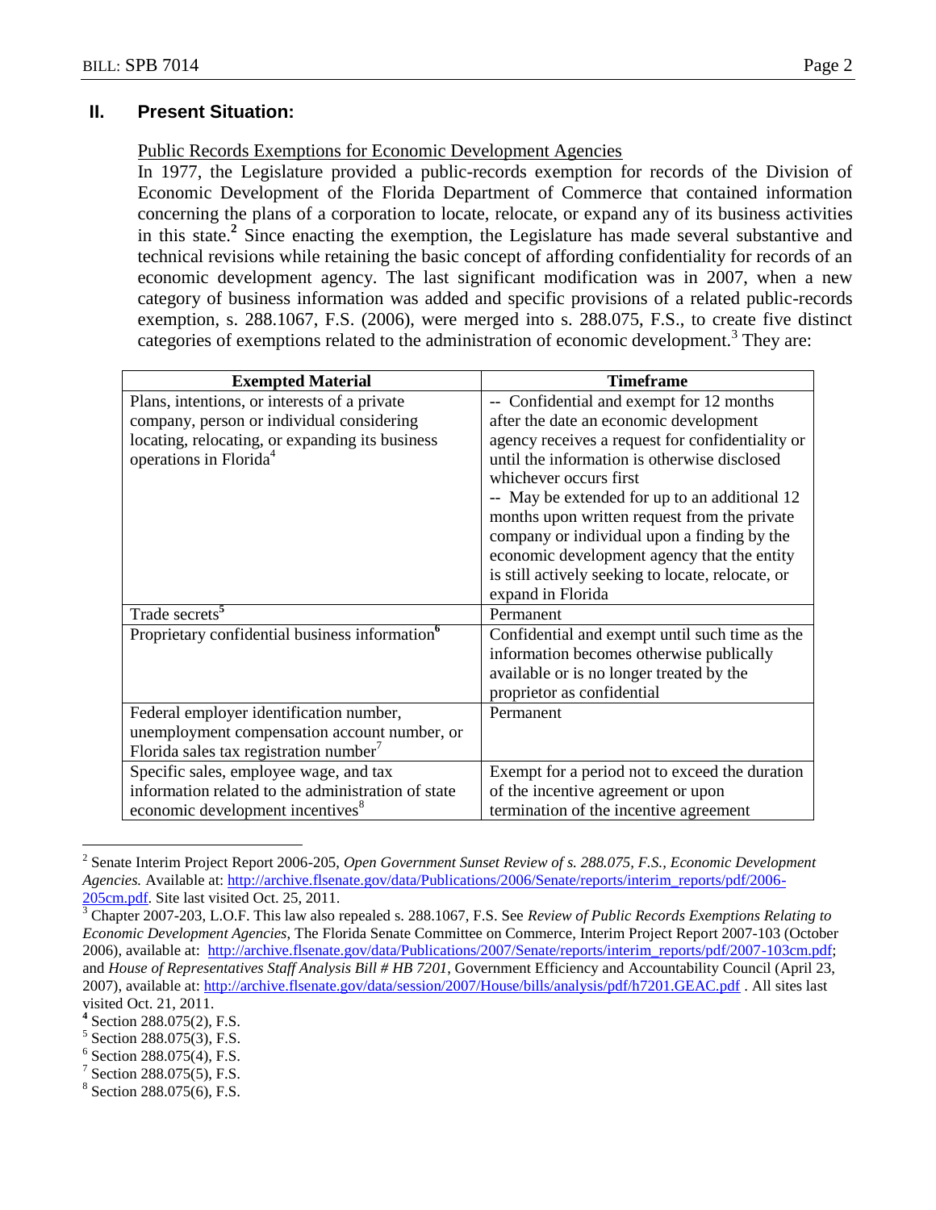## II. Present Situation:

Public Records Exemptions for Economic Development Agencies

In 1977, the Legislature provided a public-records exemption for records of the Division of Economic Development of the Florida Department of Commerce that contained information concerning the plans of a corporation to locate, relocate, or expand any of its business activities in this state.[2] Since enacting the exemption, the Legislature has made several substantive and technical revisions while retaining the basic concept of affording confidentiality for records of an economic development agency. The last significant modification was in 2007, when a new category of business information was added and specific provisions of a related public-records exemption, s. 288.1067, F.S. (2006), were merged into s. 288.075, F.S., to create five distinct categories of exemptions related to the administration of economic development.[3] They are:

| Exempted Material | Timeframe |
|---|---|
| Plans, intentions, or interests of a private company, person or individual considering locating, relocating, or expanding its business operations in Florida[4] | -- Confidential and exempt for 12 months after the date an economic development agency receives a request for confidentiality or until the information is otherwise disclosed whichever occurs first<br>-- May be extended for up to an additional 12 months upon written request from the private company or individual upon a finding by the economic development agency that the entity is still actively seeking to locate, relocate, or expand in Florida |
| Trade secrets[5] | Permanent |
| Proprietary confidential business information[6] | Confidential and exempt until such time as the information becomes otherwise publically available or is no longer treated by the proprietor as confidential |
| Federal employer identification number, unemployment compensation account number, or Florida sales tax registration number[7] | Permanent |
| Specific sales, employee wage, and tax information related to the administration of state economic development incentives[8] | Exempt for a period not to exceed the duration of the incentive agreement or upon termination of the incentive agreement |

---

[2] Senate Interim Project Report 2006-205, *Open Government Sunset Review of s. 288.075, F.S., Economic Development Agencies.* Available at: http://archive.flsenate.gov/data/Publications/2006/Senate/reports/interim_reports/pdf/2006-205cm.pdf. Site last visited Oct. 25, 2011.

[3] Chapter 2007-203, L.O.F. This law also repealed s. 288.1067, F.S. See *Review of Public Records Exemptions Relating to Economic Development Agencies*, The Florida Senate Committee on Commerce, Interim Project Report 2007-103 (October 2006), available at: http://archive.flsenate.gov/data/Publications/2007/Senate/reports/interim_reports/pdf/2007-103cm.pdf; and *House of Representatives Staff Analysis Bill # HB 7201*, Government Efficiency and Accountability Council (April 23, 2007), available at: http://archive.flsenate.gov/data/session/2007/House/bills/analysis/pdf/h7201.GEAC.pdf . All sites last visited Oct. 21, 2011.

[4] Section 288.075(2), F.S.

[5] Section 288.075(3), F.S.

[6] Section 288.075(4), F.S.

[7] Section 288.075(5), F.S.

[8] Section 288.075(6), F.S.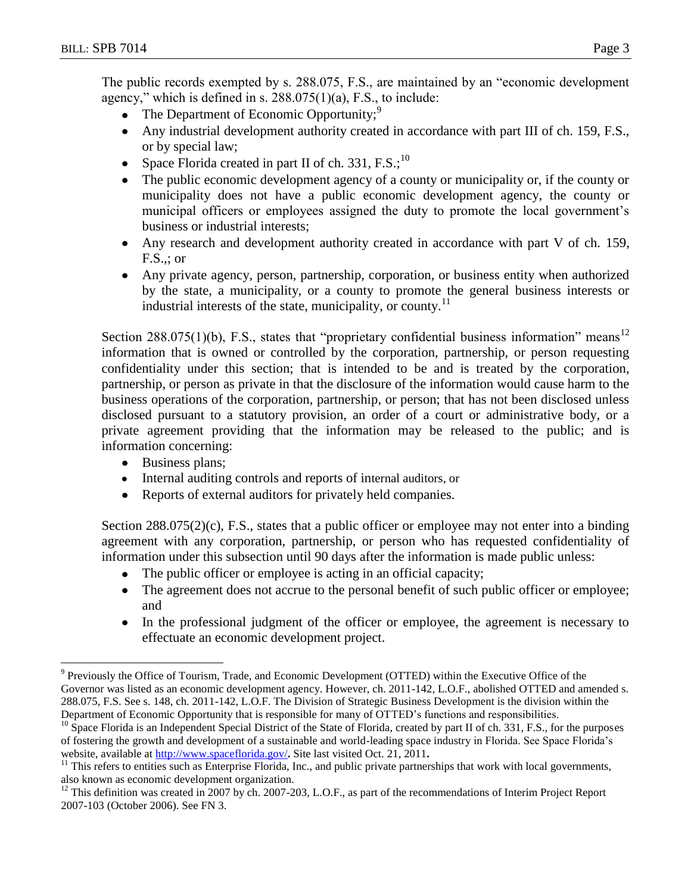The public records exempted by s. 288.075, F.S., are maintained by an "economic development agency," which is defined in s. 288.075(1)(a), F.S., to include:

- The Department of Economic Opportunity;[9]
- Any industrial development authority created in accordance with part III of ch. 159, F.S., or by special law;
- Space Florida created in part II of ch. 331, F.S.;[10]
- The public economic development agency of a county or municipality or, if the county or municipality does not have a public economic development agency, the county or municipal officers or employees assigned the duty to promote the local government's business or industrial interests;
- Any research and development authority created in accordance with part V of ch. 159, F.S.,; or
- Any private agency, person, partnership, corporation, or business entity when authorized by the state, a municipality, or a county to promote the general business interests or industrial interests of the state, municipality, or county.[11]

Section 288.075(1)(b), F.S., states that "proprietary confidential business information" means[12] information that is owned or controlled by the corporation, partnership, or person requesting confidentiality under this section; that is intended to be and is treated by the corporation, partnership, or person as private in that the disclosure of the information would cause harm to the business operations of the corporation, partnership, or person; that has not been disclosed unless disclosed pursuant to a statutory provision, an order of a court or administrative body, or a private agreement providing that the information may be released to the public; and is information concerning:

- Business plans;
- Internal auditing controls and reports of internal auditors, or
- Reports of external auditors for privately held companies.

Section 288.075(2)(c), F.S., states that a public officer or employee may not enter into a binding agreement with any corporation, partnership, or person who has requested confidentiality of information under this subsection until 90 days after the information is made public unless:

- The public officer or employee is acting in an official capacity;
- The agreement does not accrue to the personal benefit of such public officer or employee; and
- In the professional judgment of the officer or employee, the agreement is necessary to effectuate an economic development project.

---

[9] Previously the Office of Tourism, Trade, and Economic Development (OTTED) within the Executive Office of the Governor was listed as an economic development agency. However, ch. 2011-142, L.O.F., abolished OTTED and amended s. 288.075, F.S. See s. 148, ch. 2011-142, L.O.F. The Division of Strategic Business Development is the division within the Department of Economic Opportunity that is responsible for many of OTTED's functions and responsibilities.

[10] Space Florida is an Independent Special District of the State of Florida, created by part II of ch. 331, F.S., for the purposes of fostering the growth and development of a sustainable and world-leading space industry in Florida. See Space Florida's website, available at http://www.spaceflorida.gov/. Site last visited Oct. 21, 2011.

[11] This refers to entities such as Enterprise Florida, Inc., and public private partnerships that work with local governments, also known as economic development organization.

[12] This definition was created in 2007 by ch. 2007-203, L.O.F., as part of the recommendations of Interim Project Report 2007-103 (October 2006). See FN 3.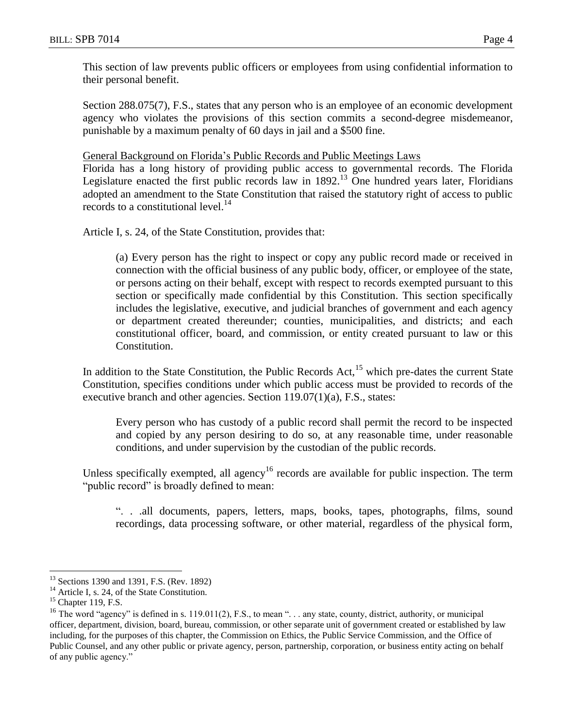This section of law prevents public officers or employees from using confidential information to their personal benefit.

Section 288.075(7), F.S., states that any person who is an employee of an economic development agency who violates the provisions of this section commits a second-degree misdemeanor, punishable by a maximum penalty of 60 days in jail and a $500 fine.

General Background on Florida's Public Records and Public Meetings Laws

Florida has a long history of providing public access to governmental records. The Florida Legislature enacted the first public records law in 1892.[13] One hundred years later, Floridians adopted an amendment to the State Constitution that raised the statutory right of access to public records to a constitutional level.[14]

Article I, s. 24, of the State Constitution, provides that:

> (a) Every person has the right to inspect or copy any public record made or received in connection with the official business of any public body, officer, or employee of the state, or persons acting on their behalf, except with respect to records exempted pursuant to this section or specifically made confidential by this Constitution. This section specifically includes the legislative, executive, and judicial branches of government and each agency or department created thereunder; counties, municipalities, and districts; and each constitutional officer, board, and commission, or entity created pursuant to law or this Constitution.

In addition to the State Constitution, the Public Records Act,[15] which pre-dates the current State Constitution, specifies conditions under which public access must be provided to records of the executive branch and other agencies. Section 119.07(1)(a), F.S., states:

> Every person who has custody of a public record shall permit the record to be inspected and copied by any person desiring to do so, at any reasonable time, under reasonable conditions, and under supervision by the custodian of the public records.

Unless specifically exempted, all agency[16] records are available for public inspection. The term "public record" is broadly defined to mean:

> ". . .all documents, papers, letters, maps, books, tapes, photographs, films, sound recordings, data processing software, or other material, regardless of the physical form,

---

[13] Sections 1390 and 1391, F.S. (Rev. 1892)

[14] Article I, s. 24, of the State Constitution.

[15] Chapter 119, F.S.

[16] The word "agency" is defined in s. 119.011(2), F.S., to mean ". . . any state, county, district, authority, or municipal officer, department, division, board, bureau, commission, or other separate unit of government created or established by law including, for the purposes of this chapter, the Commission on Ethics, the Public Service Commission, and the Office of Public Counsel, and any other public or private agency, person, partnership, corporation, or business entity acting on behalf of any public agency."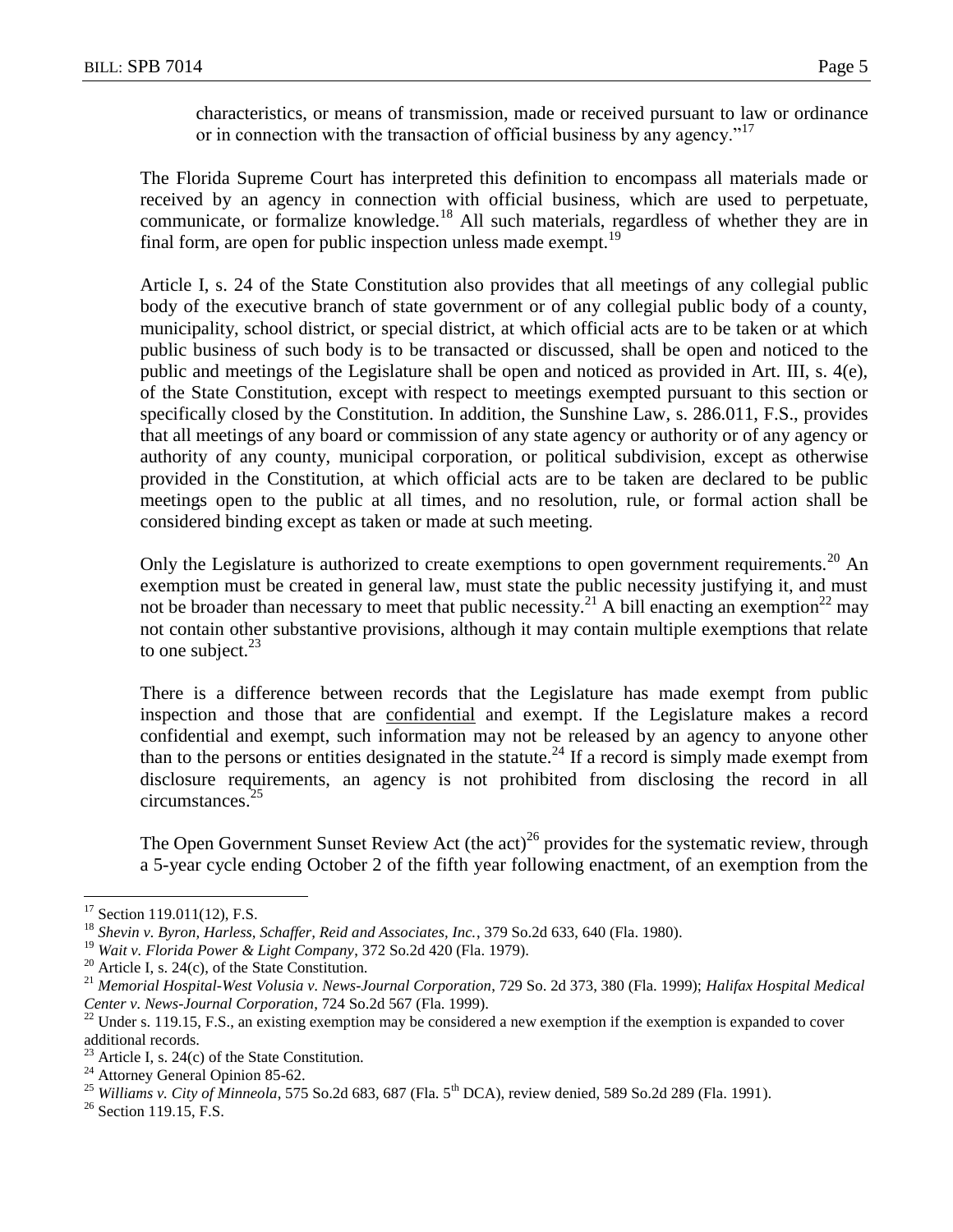characteristics, or means of transmission, made or received pursuant to law or ordinance or in connection with the transaction of official business by any agency."[17]

The Florida Supreme Court has interpreted this definition to encompass all materials made or received by an agency in connection with official business, which are used to perpetuate, communicate, or formalize knowledge.[18] All such materials, regardless of whether they are in final form, are open for public inspection unless made exempt.[19]

Article I, s. 24 of the State Constitution also provides that all meetings of any collegial public body of the executive branch of state government or of any collegial public body of a county, municipality, school district, or special district, at which official acts are to be taken or at which public business of such body is to be transacted or discussed, shall be open and noticed to the public and meetings of the Legislature shall be open and noticed as provided in Art. III, s. 4(e), of the State Constitution, except with respect to meetings exempted pursuant to this section or specifically closed by the Constitution. In addition, the Sunshine Law, s. 286.011, F.S., provides that all meetings of any board or commission of any state agency or authority or of any agency or authority of any county, municipal corporation, or political subdivision, except as otherwise provided in the Constitution, at which official acts are to be taken are declared to be public meetings open to the public at all times, and no resolution, rule, or formal action shall be considered binding except as taken or made at such meeting.

Only the Legislature is authorized to create exemptions to open government requirements.[20] An exemption must be created in general law, must state the public necessity justifying it, and must not be broader than necessary to meet that public necessity.[21] A bill enacting an exemption[22] may not contain other substantive provisions, although it may contain multiple exemptions that relate to one subject.[23]

There is a difference between records that the Legislature has made exempt from public inspection and those that are <u>confidential</u> and exempt. If the Legislature makes a record confidential and exempt, such information may not be released by an agency to anyone other than to the persons or entities designated in the statute.[24] If a record is simply made exempt from disclosure requirements, an agency is not prohibited from disclosing the record in all circumstances.[25]

The Open Government Sunset Review Act (the act)[26] provides for the systematic review, through a 5-year cycle ending October 2 of the fifth year following enactment, of an exemption from the

---

[17] Section 119.011(12), F.S.

[18] *Shevin v. Byron, Harless, Schaffer, Reid and Associates, Inc.*, 379 So.2d 633, 640 (Fla. 1980).

[19] *Wait v. Florida Power & Light Company*, 372 So.2d 420 (Fla. 1979).

[20] Article I, s. 24(c), of the State Constitution.

[21] *Memorial Hospital-West Volusia v. News-Journal Corporation*, 729 So. 2d 373, 380 (Fla. 1999); *Halifax Hospital Medical Center v. News-Journal Corporation*, 724 So.2d 567 (Fla. 1999).

[22] Under s. 119.15, F.S., an existing exemption may be considered a new exemption if the exemption is expanded to cover additional records.

[23] Article I, s. 24(c) of the State Constitution.

[24] Attorney General Opinion 85-62.

[25] *Williams v. City of Minneola*, 575 So.2d 683, 687 (Fla. 5th DCA), review denied, 589 So.2d 289 (Fla. 1991).

[26] Section 119.15, F.S.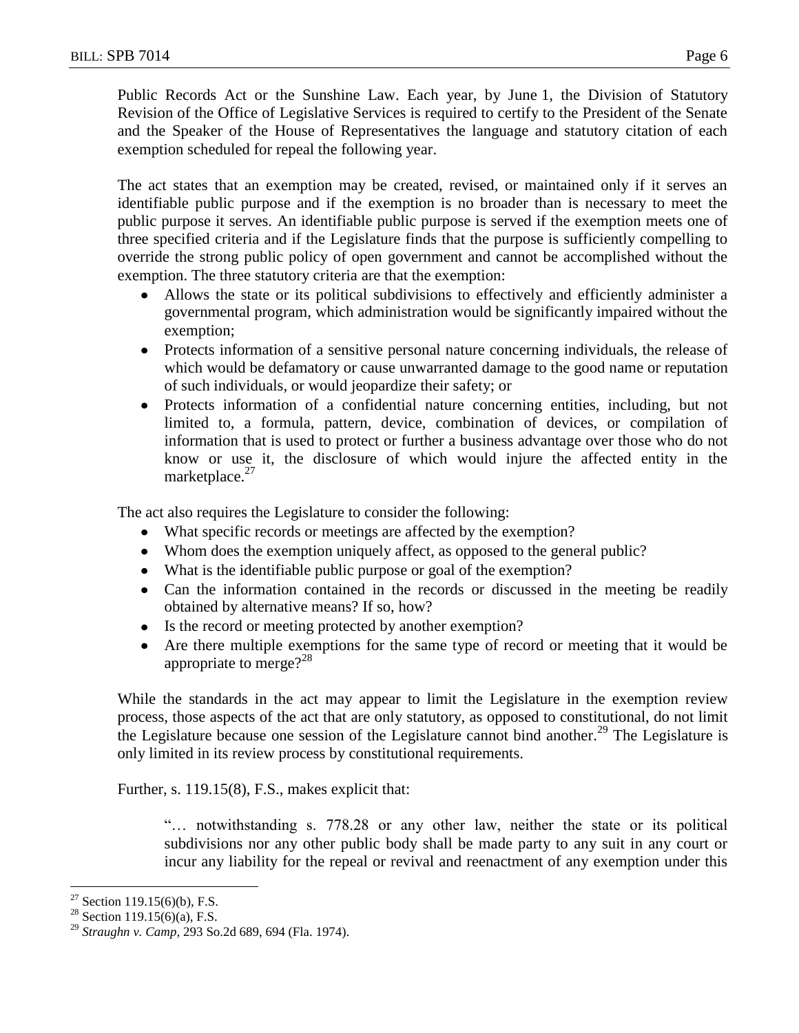Public Records Act or the Sunshine Law. Each year, by June 1, the Division of Statutory Revision of the Office of Legislative Services is required to certify to the President of the Senate and the Speaker of the House of Representatives the language and statutory citation of each exemption scheduled for repeal the following year.

The act states that an exemption may be created, revised, or maintained only if it serves an identifiable public purpose and if the exemption is no broader than is necessary to meet the public purpose it serves. An identifiable public purpose is served if the exemption meets one of three specified criteria and if the Legislature finds that the purpose is sufficiently compelling to override the strong public policy of open government and cannot be accomplished without the exemption. The three statutory criteria are that the exemption:

- Allows the state or its political subdivisions to effectively and efficiently administer a governmental program, which administration would be significantly impaired without the exemption;
- Protects information of a sensitive personal nature concerning individuals, the release of which would be defamatory or cause unwarranted damage to the good name or reputation of such individuals, or would jeopardize their safety; or
- Protects information of a confidential nature concerning entities, including, but not limited to, a formula, pattern, device, combination of devices, or compilation of information that is used to protect or further a business advantage over those who do not know or use it, the disclosure of which would injure the affected entity in the marketplace.[27]

The act also requires the Legislature to consider the following:

- What specific records or meetings are affected by the exemption?
- Whom does the exemption uniquely affect, as opposed to the general public?
- What is the identifiable public purpose or goal of the exemption?
- Can the information contained in the records or discussed in the meeting be readily obtained by alternative means? If so, how?
- Is the record or meeting protected by another exemption?
- Are there multiple exemptions for the same type of record or meeting that it would be appropriate to merge?[28]

While the standards in the act may appear to limit the Legislature in the exemption review process, those aspects of the act that are only statutory, as opposed to constitutional, do not limit the Legislature because one session of the Legislature cannot bind another.[29] The Legislature is only limited in its review process by constitutional requirements.

Further, s. 119.15(8), F.S., makes explicit that:

> "… notwithstanding s. 778.28 or any other law, neither the state or its political subdivisions nor any other public body shall be made party to any suit in any court or incur any liability for the repeal or revival and reenactment of any exemption under this

---

[27] Section 119.15(6)(b), F.S.

[28] Section 119.15(6)(a), F.S.

[29] *Straughn v. Camp,* 293 So.2d 689, 694 (Fla. 1974).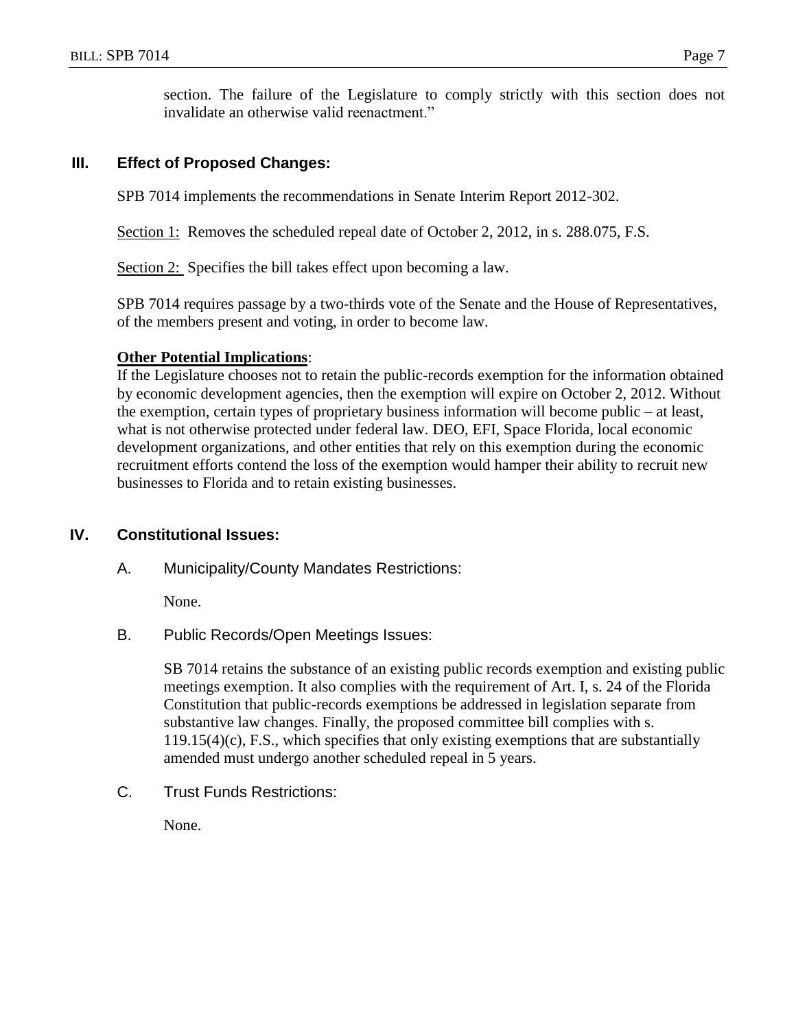section. The failure of the Legislature to comply strictly with this section does not invalidate an otherwise valid reenactment."

## III. Effect of Proposed Changes:

SPB 7014 implements the recommendations in Senate Interim Report 2012-302.

Section 1: Removes the scheduled repeal date of October 2, 2012, in s. 288.075, F.S.

Section 2: Specifies the bill takes effect upon becoming a law.

SPB 7014 requires passage by a two-thirds vote of the Senate and the House of Representatives, of the members present and voting, in order to become law.

**Other Potential Implications**:
If the Legislature chooses not to retain the public-records exemption for the information obtained by economic development agencies, then the exemption will expire on October 2, 2012. Without the exemption, certain types of proprietary business information will become public – at least, what is not otherwise protected under federal law. DEO, EFI, Space Florida, local economic development organizations, and other entities that rely on this exemption during the economic recruitment efforts contend the loss of the exemption would hamper their ability to recruit new businesses to Florida and to retain existing businesses.

## IV. Constitutional Issues:

A. Municipality/County Mandates Restrictions:

None.

B. Public Records/Open Meetings Issues:

SB 7014 retains the substance of an existing public records exemption and existing public meetings exemption. It also complies with the requirement of Art. I, s. 24 of the Florida Constitution that public-records exemptions be addressed in legislation separate from substantive law changes. Finally, the proposed committee bill complies with s. 119.15(4)(c), F.S., which specifies that only existing exemptions that are substantially amended must undergo another scheduled repeal in 5 years.

C. Trust Funds Restrictions:

None.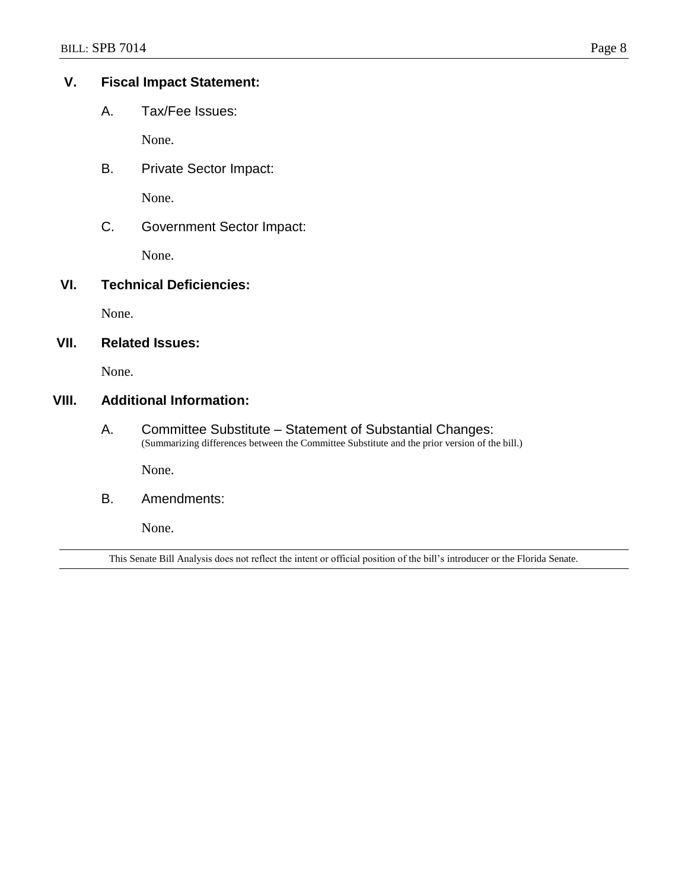## V. Fiscal Impact Statement:

### A. Tax/Fee Issues:

None.

### B. Private Sector Impact:

None.

### C. Government Sector Impact:

None.

## VI. Technical Deficiencies:

None.

## VII. Related Issues:

None.

## VIII. Additional Information:

### A. Committee Substitute – Statement of Substantial Changes:

(Summarizing differences between the Committee Substitute and the prior version of the bill.)

None.

### B. Amendments:

None.

This Senate Bill Analysis does not reflect the intent or official position of the bill's introducer or the Florida Senate.